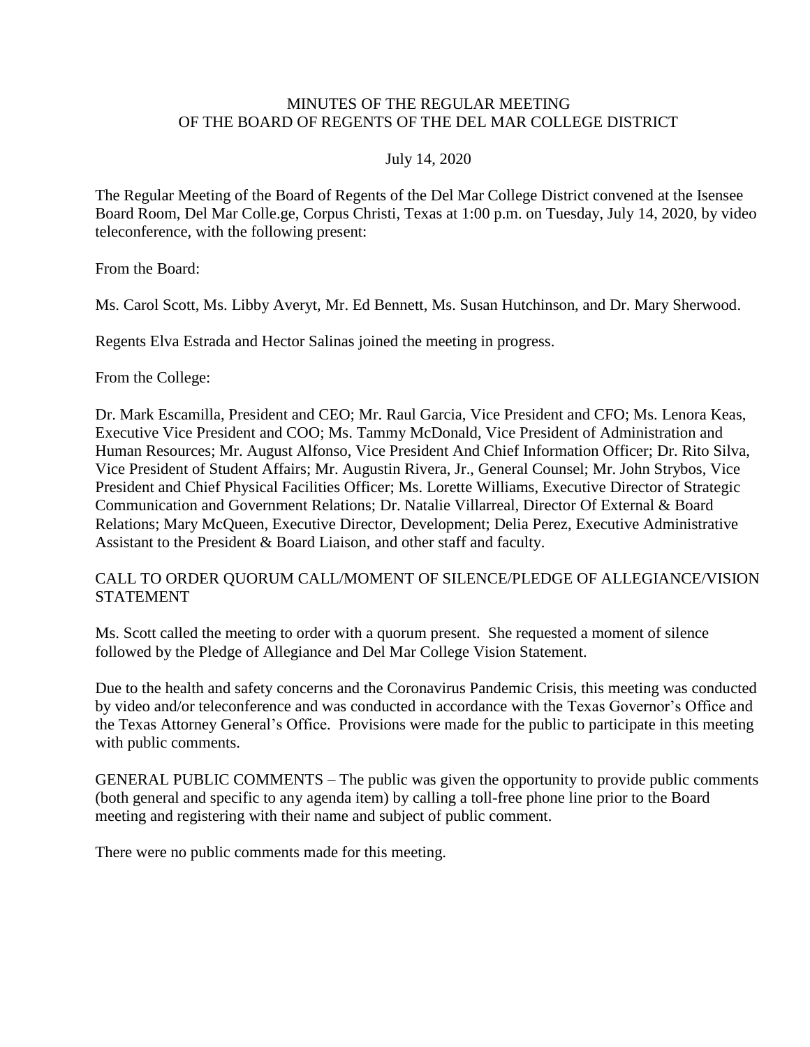# MINUTES OF THE REGULAR MEETING OF THE BOARD OF REGENTS OF THE DEL MAR COLLEGE DISTRICT

July 14, 2020

The Regular Meeting of the Board of Regents of the Del Mar College District convened at the Isensee Board Room, Del Mar Colle.ge, Corpus Christi, Texas at 1:00 p.m. on Tuesday, July 14, 2020, by video teleconference, with the following present:

From the Board:

Ms. Carol Scott, Ms. Libby Averyt, Mr. Ed Bennett, Ms. Susan Hutchinson, and Dr. Mary Sherwood.

Regents Elva Estrada and Hector Salinas joined the meeting in progress.

From the College:

Dr. Mark Escamilla, President and CEO; Mr. Raul Garcia, Vice President and CFO; Ms. Lenora Keas, Executive Vice President and COO; Ms. Tammy McDonald, Vice President of Administration and Human Resources; Mr. August Alfonso, Vice President And Chief Information Officer; Dr. Rito Silva, Vice President of Student Affairs; Mr. Augustin Rivera, Jr., General Counsel; Mr. John Strybos, Vice President and Chief Physical Facilities Officer; Ms. Lorette Williams, Executive Director of Strategic Communication and Government Relations; Dr. Natalie Villarreal, Director Of External & Board Relations; Mary McQueen, Executive Director, Development; Delia Perez, Executive Administrative Assistant to the President & Board Liaison, and other staff and faculty.

CALL TO ORDER QUORUM CALL/MOMENT OF SILENCE/PLEDGE OF ALLEGIANCE/VISION STATEMENT

Ms. Scott called the meeting to order with a quorum present. She requested a moment of silence followed by the Pledge of Allegiance and Del Mar College Vision Statement.

Due to the health and safety concerns and the Coronavirus Pandemic Crisis, this meeting was conducted by video and/or teleconference and was conducted in accordance with the Texas Governor's Office and the Texas Attorney General's Office. Provisions were made for the public to participate in this meeting with public comments.

GENERAL PUBLIC COMMENTS – The public was given the opportunity to provide public comments (both general and specific to any agenda item) by calling a toll-free phone line prior to the Board meeting and registering with their name and subject of public comment.

There were no public comments made for this meeting.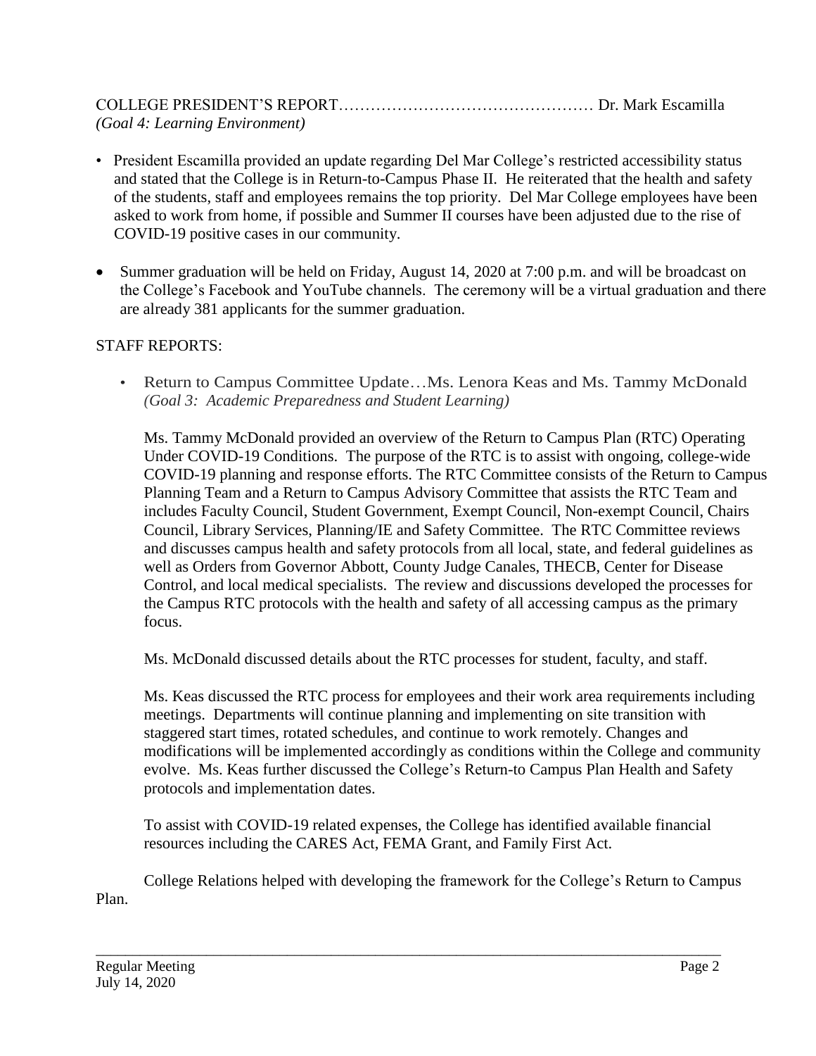COLLEGE PRESIDENT'S REPORT………………………………………… Dr. Mark Escamilla
*(Goal 4: Learning Environment)*

- President Escamilla provided an update regarding Del Mar College's restricted accessibility status and stated that the College is in Return-to-Campus Phase II. He reiterated that the health and safety of the students, staff and employees remains the top priority. Del Mar College employees have been asked to work from home, if possible and Summer II courses have been adjusted due to the rise of COVID-19 positive cases in our community.

- Summer graduation will be held on Friday, August 14, 2020 at 7:00 p.m. and will be broadcast on the College's Facebook and YouTube channels. The ceremony will be a virtual graduation and there are already 381 applicants for the summer graduation.

STAFF REPORTS:

- Return to Campus Committee Update…Ms. Lenora Keas and Ms. Tammy McDonald
  *(Goal 3: Academic Preparedness and Student Learning)*

  Ms. Tammy McDonald provided an overview of the Return to Campus Plan (RTC) Operating Under COVID-19 Conditions. The purpose of the RTC is to assist with ongoing, college-wide COVID-19 planning and response efforts. The RTC Committee consists of the Return to Campus Planning Team and a Return to Campus Advisory Committee that assists the RTC Team and includes Faculty Council, Student Government, Exempt Council, Non-exempt Council, Chairs Council, Library Services, Planning/IE and Safety Committee. The RTC Committee reviews and discusses campus health and safety protocols from all local, state, and federal guidelines as well as Orders from Governor Abbott, County Judge Canales, THECB, Center for Disease Control, and local medical specialists. The review and discussions developed the processes for the Campus RTC protocols with the health and safety of all accessing campus as the primary focus.

  Ms. McDonald discussed details about the RTC processes for student, faculty, and staff.

  Ms. Keas discussed the RTC process for employees and their work area requirements including meetings. Departments will continue planning and implementing on site transition with staggered start times, rotated schedules, and continue to work remotely. Changes and modifications will be implemented accordingly as conditions within the College and community evolve. Ms. Keas further discussed the College's Return-to Campus Plan Health and Safety protocols and implementation dates.

  To assist with COVID-19 related expenses, the College has identified available financial resources including the CARES Act, FEMA Grant, and Family First Act.

  College Relations helped with developing the framework for the College's Return to Campus Plan.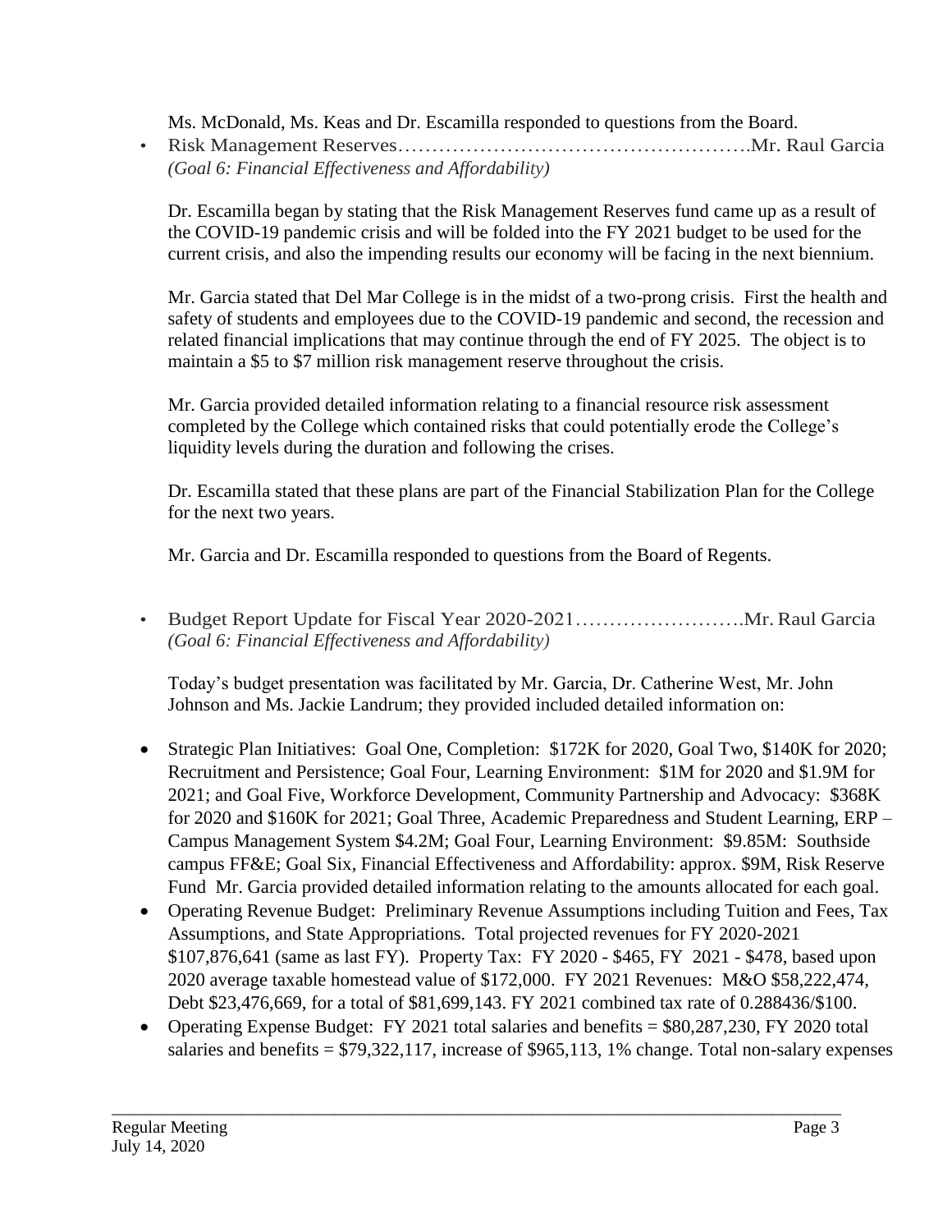Ms. McDonald, Ms. Keas and Dr. Escamilla responded to questions from the Board.

- Risk Management Reserves……………………………………………Mr. Raul Garcia
  *(Goal 6: Financial Effectiveness and Affordability)*

  Dr. Escamilla began by stating that the Risk Management Reserves fund came up as a result of the COVID-19 pandemic crisis and will be folded into the FY 2021 budget to be used for the current crisis, and also the impending results our economy will be facing in the next biennium.

  Mr. Garcia stated that Del Mar College is in the midst of a two-prong crisis. First the health and safety of students and employees due to the COVID-19 pandemic and second, the recession and related financial implications that may continue through the end of FY 2025. The object is to maintain a $5 to $7 million risk management reserve throughout the crisis.

  Mr. Garcia provided detailed information relating to a financial resource risk assessment completed by the College which contained risks that could potentially erode the College's liquidity levels during the duration and following the crises.

  Dr. Escamilla stated that these plans are part of the Financial Stabilization Plan for the College for the next two years.

  Mr. Garcia and Dr. Escamilla responded to questions from the Board of Regents.

- Budget Report Update for Fiscal Year 2020-2021…………………….Mr. Raul Garcia
  *(Goal 6: Financial Effectiveness and Affordability)*

  Today's budget presentation was facilitated by Mr. Garcia, Dr. Catherine West, Mr. John Johnson and Ms. Jackie Landrum; they provided included detailed information on:

- Strategic Plan Initiatives: Goal One, Completion: $172K for 2020, Goal Two, $140K for 2020; Recruitment and Persistence; Goal Four, Learning Environment: $1M for 2020 and $1.9M for 2021; and Goal Five, Workforce Development, Community Partnership and Advocacy: $368K for 2020 and $160K for 2021; Goal Three, Academic Preparedness and Student Learning, ERP – Campus Management System $4.2M; Goal Four, Learning Environment: $9.85M: Southside campus FF&E; Goal Six, Financial Effectiveness and Affordability: approx. $9M, Risk Reserve Fund Mr. Garcia provided detailed information relating to the amounts allocated for each goal.
- Operating Revenue Budget: Preliminary Revenue Assumptions including Tuition and Fees, Tax Assumptions, and State Appropriations. Total projected revenues for FY 2020-2021 $107,876,641 (same as last FY). Property Tax: FY 2020 - $465, FY 2021 - $478, based upon 2020 average taxable homestead value of $172,000. FY 2021 Revenues: M&O $58,222,474, Debt $23,476,669, for a total of $81,699,143. FY 2021 combined tax rate of 0.288436/$100.
- Operating Expense Budget: FY 2021 total salaries and benefits = $80,287,230, FY 2020 total salaries and benefits = $79,322,117, increase of $965,113, 1% change. Total non-salary expenses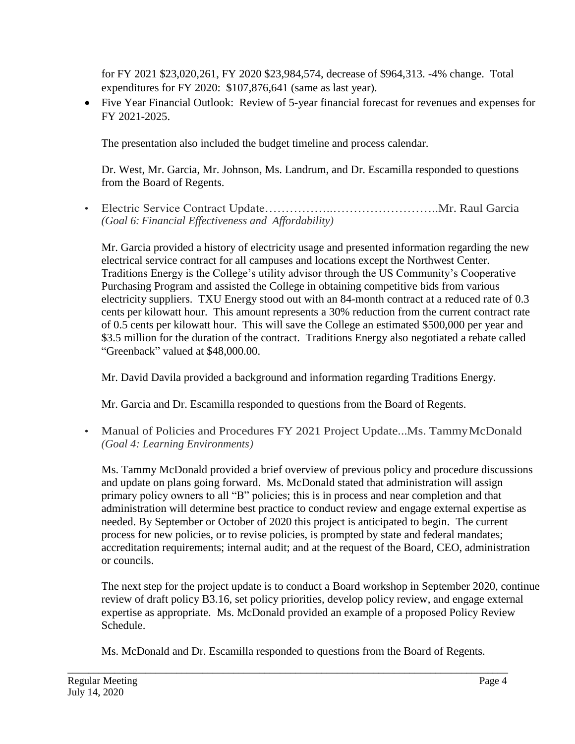for FY 2021 $23,020,261, FY 2020 $23,984,574, decrease of $964,313. -4% change. Total expenditures for FY 2020: $107,876,641 (same as last year).

- Five Year Financial Outlook: Review of 5-year financial forecast for revenues and expenses for FY 2021-2025.

  The presentation also included the budget timeline and process calendar.

  Dr. West, Mr. Garcia, Mr. Johnson, Ms. Landrum, and Dr. Escamilla responded to questions from the Board of Regents.

- Electric Service Contract Update……………..……………………..Mr. Raul Garcia
  *(Goal 6: Financial Effectiveness and Affordability)*

  Mr. Garcia provided a history of electricity usage and presented information regarding the new electrical service contract for all campuses and locations except the Northwest Center. Traditions Energy is the College's utility advisor through the US Community's Cooperative Purchasing Program and assisted the College in obtaining competitive bids from various electricity suppliers. TXU Energy stood out with an 84-month contract at a reduced rate of 0.3 cents per kilowatt hour. This amount represents a 30% reduction from the current contract rate of 0.5 cents per kilowatt hour. This will save the College an estimated $500,000 per year and $3.5 million for the duration of the contract. Traditions Energy also negotiated a rebate called "Greenback" valued at $48,000.00.

  Mr. David Davila provided a background and information regarding Traditions Energy.

  Mr. Garcia and Dr. Escamilla responded to questions from the Board of Regents.

- Manual of Policies and Procedures FY 2021 Project Update...Ms. Tammy McDonald
  *(Goal 4: Learning Environments)*

  Ms. Tammy McDonald provided a brief overview of previous policy and procedure discussions and update on plans going forward. Ms. McDonald stated that administration will assign primary policy owners to all "B" policies; this is in process and near completion and that administration will determine best practice to conduct review and engage external expertise as needed. By September or October of 2020 this project is anticipated to begin. The current process for new policies, or to revise policies, is prompted by state and federal mandates; accreditation requirements; internal audit; and at the request of the Board, CEO, administration or councils.

  The next step for the project update is to conduct a Board workshop in September 2020, continue review of draft policy B3.16, set policy priorities, develop policy review, and engage external expertise as appropriate. Ms. McDonald provided an example of a proposed Policy Review Schedule.

  Ms. McDonald and Dr. Escamilla responded to questions from the Board of Regents.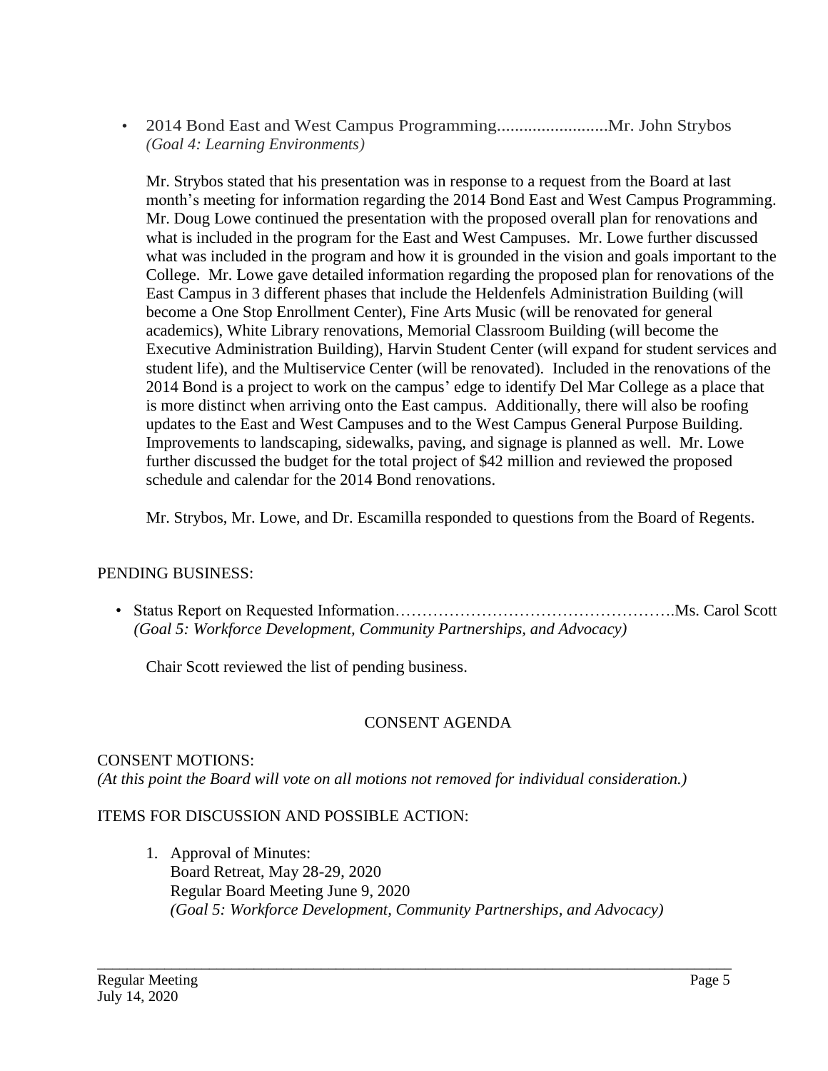- 2014 Bond East and West Campus Programming.........................Mr. John Strybos
  *(Goal 4: Learning Environments)*

  Mr. Strybos stated that his presentation was in response to a request from the Board at last month's meeting for information regarding the 2014 Bond East and West Campus Programming. Mr. Doug Lowe continued the presentation with the proposed overall plan for renovations and what is included in the program for the East and West Campuses. Mr. Lowe further discussed what was included in the program and how it is grounded in the vision and goals important to the College. Mr. Lowe gave detailed information regarding the proposed plan for renovations of the East Campus in 3 different phases that include the Heldenfels Administration Building (will become a One Stop Enrollment Center), Fine Arts Music (will be renovated for general academics), White Library renovations, Memorial Classroom Building (will become the Executive Administration Building), Harvin Student Center (will expand for student services and student life), and the Multiservice Center (will be renovated). Included in the renovations of the 2014 Bond is a project to work on the campus' edge to identify Del Mar College as a place that is more distinct when arriving onto the East campus. Additionally, there will also be roofing updates to the East and West Campuses and to the West Campus General Purpose Building. Improvements to landscaping, sidewalks, paving, and signage is planned as well. Mr. Lowe further discussed the budget for the total project of $42 million and reviewed the proposed schedule and calendar for the 2014 Bond renovations.

  Mr. Strybos, Mr. Lowe, and Dr. Escamilla responded to questions from the Board of Regents.

PENDING BUSINESS:

- Status Report on Requested Information…………………………………………….Ms. Carol Scott
  *(Goal 5: Workforce Development, Community Partnerships, and Advocacy)*

  Chair Scott reviewed the list of pending business.

## CONSENT AGENDA

CONSENT MOTIONS:
*(At this point the Board will vote on all motions not removed for individual consideration.)*

ITEMS FOR DISCUSSION AND POSSIBLE ACTION:

1. Approval of Minutes:
   Board Retreat, May 28-29, 2020
   Regular Board Meeting June 9, 2020
   *(Goal 5: Workforce Development, Community Partnerships, and Advocacy)*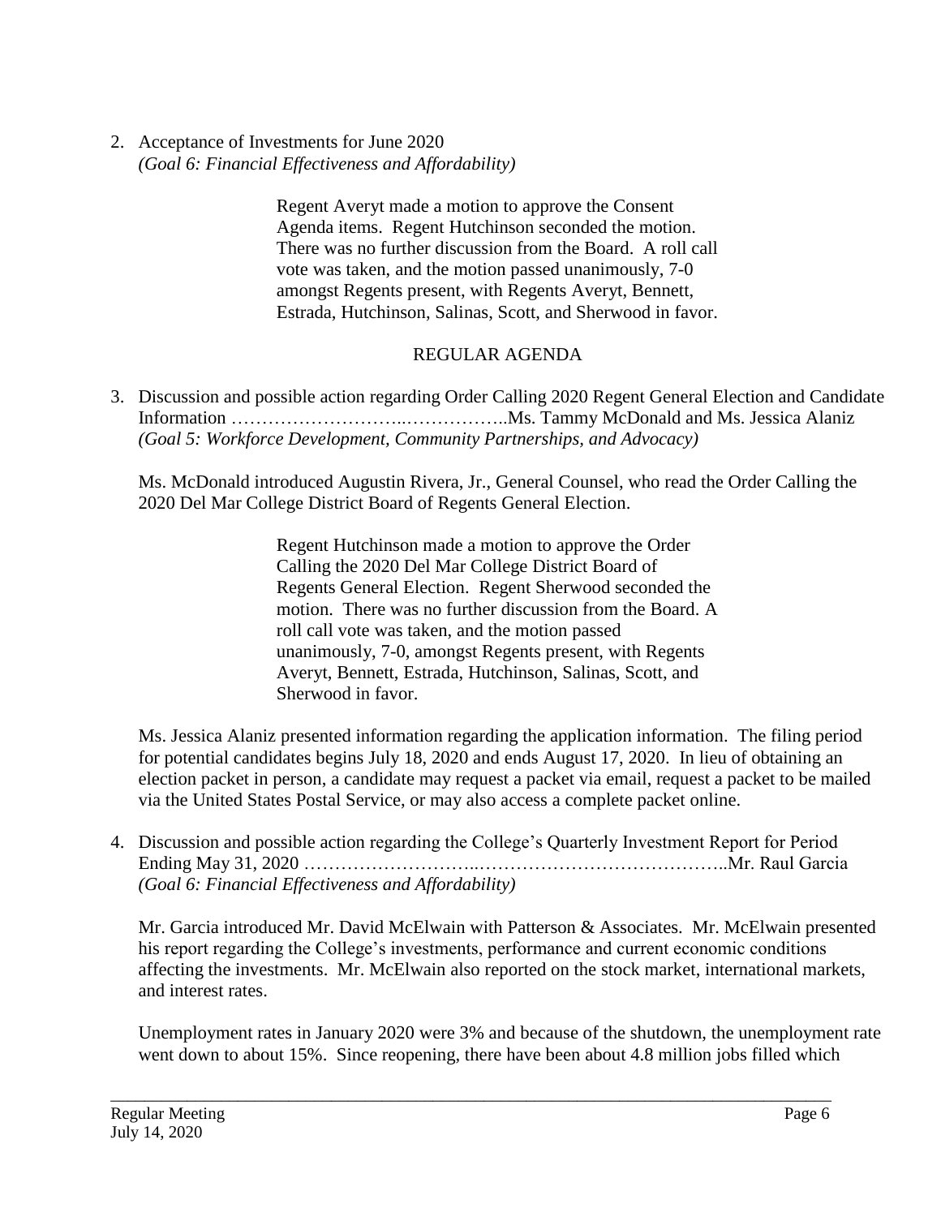2. Acceptance of Investments for June 2020
   *(Goal 6: Financial Effectiveness and Affordability)*

> Regent Averyt made a motion to approve the Consent Agenda items. Regent Hutchinson seconded the motion. There was no further discussion from the Board. A roll call vote was taken, and the motion passed unanimously, 7-0 amongst Regents present, with Regents Averyt, Bennett, Estrada, Hutchinson, Salinas, Scott, and Sherwood in favor.

## REGULAR AGENDA

3. Discussion and possible action regarding Order Calling 2020 Regent General Election and Candidate Information ……………………..……………..Ms. Tammy McDonald and Ms. Jessica Alaniz
   *(Goal 5: Workforce Development, Community Partnerships, and Advocacy)*

   Ms. McDonald introduced Augustin Rivera, Jr., General Counsel, who read the Order Calling the 2020 Del Mar College District Board of Regents General Election.

> Regent Hutchinson made a motion to approve the Order Calling the 2020 Del Mar College District Board of Regents General Election. Regent Sherwood seconded the motion. There was no further discussion from the Board. A roll call vote was taken, and the motion passed unanimously, 7-0, amongst Regents present, with Regents Averyt, Bennett, Estrada, Hutchinson, Salinas, Scott, and Sherwood in favor.

   Ms. Jessica Alaniz presented information regarding the application information. The filing period for potential candidates begins July 18, 2020 and ends August 17, 2020. In lieu of obtaining an election packet in person, a candidate may request a packet via email, request a packet to be mailed via the United States Postal Service, or may also access a complete packet online.

4. Discussion and possible action regarding the College's Quarterly Investment Report for Period Ending May 31, 2020 ……………………..…………………………………..Mr. Raul Garcia
   *(Goal 6: Financial Effectiveness and Affordability)*

   Mr. Garcia introduced Mr. David McElwain with Patterson & Associates. Mr. McElwain presented his report regarding the College's investments, performance and current economic conditions affecting the investments. Mr. McElwain also reported on the stock market, international markets, and interest rates.

   Unemployment rates in January 2020 were 3% and because of the shutdown, the unemployment rate went down to about 15%. Since reopening, there have been about 4.8 million jobs filled which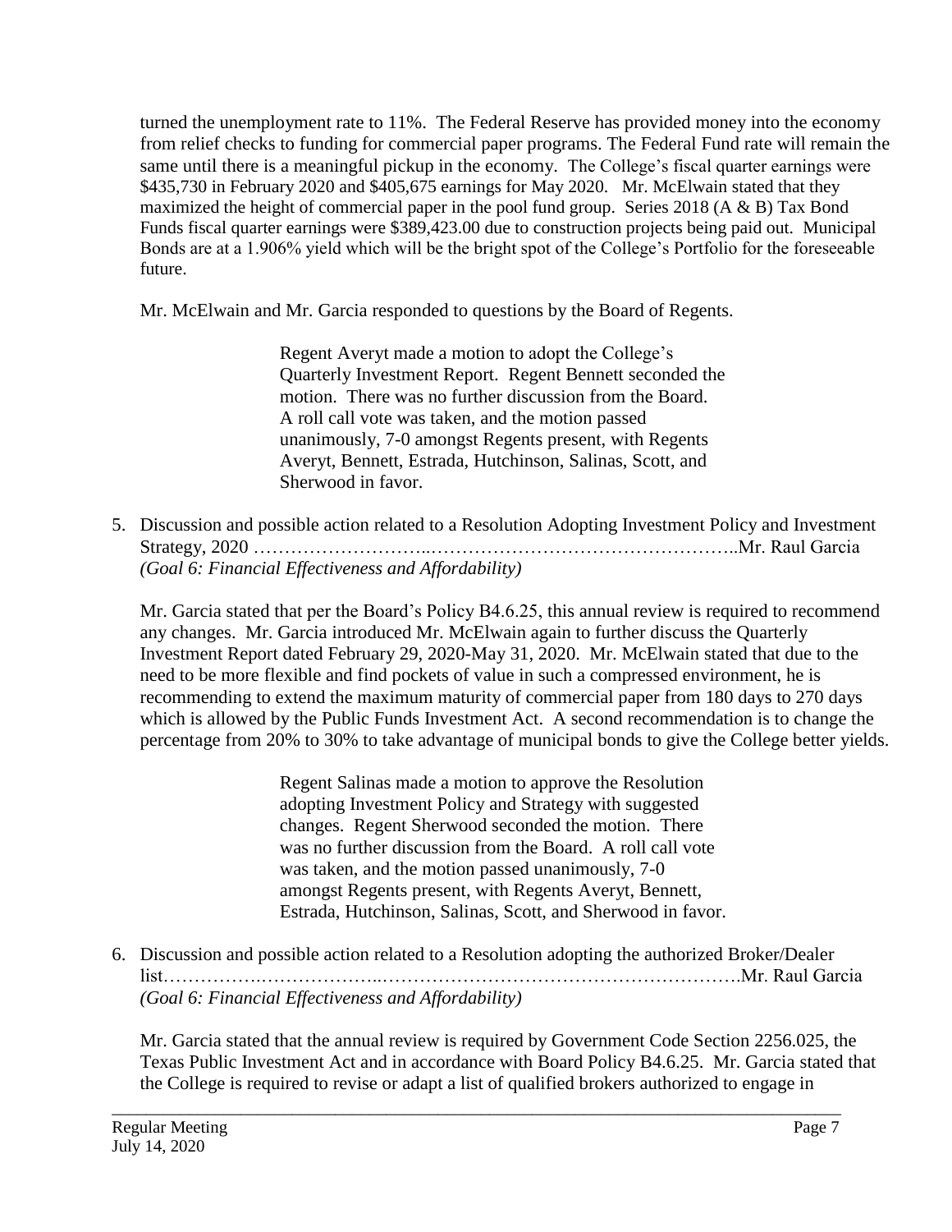turned the unemployment rate to 11%. The Federal Reserve has provided money into the economy from relief checks to funding for commercial paper programs. The Federal Fund rate will remain the same until there is a meaningful pickup in the economy. The College's fiscal quarter earnings were $435,730 in February 2020 and $405,675 earnings for May 2020. Mr. McElwain stated that they maximized the height of commercial paper in the pool fund group. Series 2018 (A & B) Tax Bond Funds fiscal quarter earnings were $389,423.00 due to construction projects being paid out. Municipal Bonds are at a 1.906% yield which will be the bright spot of the College's Portfolio for the foreseeable future.

Mr. McElwain and Mr. Garcia responded to questions by the Board of Regents.

> Regent Averyt made a motion to adopt the College's Quarterly Investment Report. Regent Bennett seconded the motion. There was no further discussion from the Board. A roll call vote was taken, and the motion passed unanimously, 7-0 amongst Regents present, with Regents Averyt, Bennett, Estrada, Hutchinson, Salinas, Scott, and Sherwood in favor.

5. Discussion and possible action related to a Resolution Adopting Investment Policy and Investment Strategy, 2020 ……………………..…………………………………………..Mr. Raul Garcia
   *(Goal 6: Financial Effectiveness and Affordability)*

   Mr. Garcia stated that per the Board's Policy B4.6.25, this annual review is required to recommend any changes. Mr. Garcia introduced Mr. McElwain again to further discuss the Quarterly Investment Report dated February 29, 2020-May 31, 2020. Mr. McElwain stated that due to the need to be more flexible and find pockets of value in such a compressed environment, he is recommending to extend the maximum maturity of commercial paper from 180 days to 270 days which is allowed by the Public Funds Investment Act. A second recommendation is to change the percentage from 20% to 30% to take advantage of municipal bonds to give the College better yields.

   > Regent Salinas made a motion to approve the Resolution adopting Investment Policy and Strategy with suggested changes. Regent Sherwood seconded the motion. There was no further discussion from the Board. A roll call vote was taken, and the motion passed unanimously, 7-0 amongst Regents present, with Regents Averyt, Bennett, Estrada, Hutchinson, Salinas, Scott, and Sherwood in favor.

6. Discussion and possible action related to a Resolution adopting the authorized Broker/Dealer list…………….………………..………………………………………………….Mr. Raul Garcia
   *(Goal 6: Financial Effectiveness and Affordability)*

   Mr. Garcia stated that the annual review is required by Government Code Section 2256.025, the Texas Public Investment Act and in accordance with Board Policy B4.6.25. Mr. Garcia stated that the College is required to revise or adapt a list of qualified brokers authorized to engage in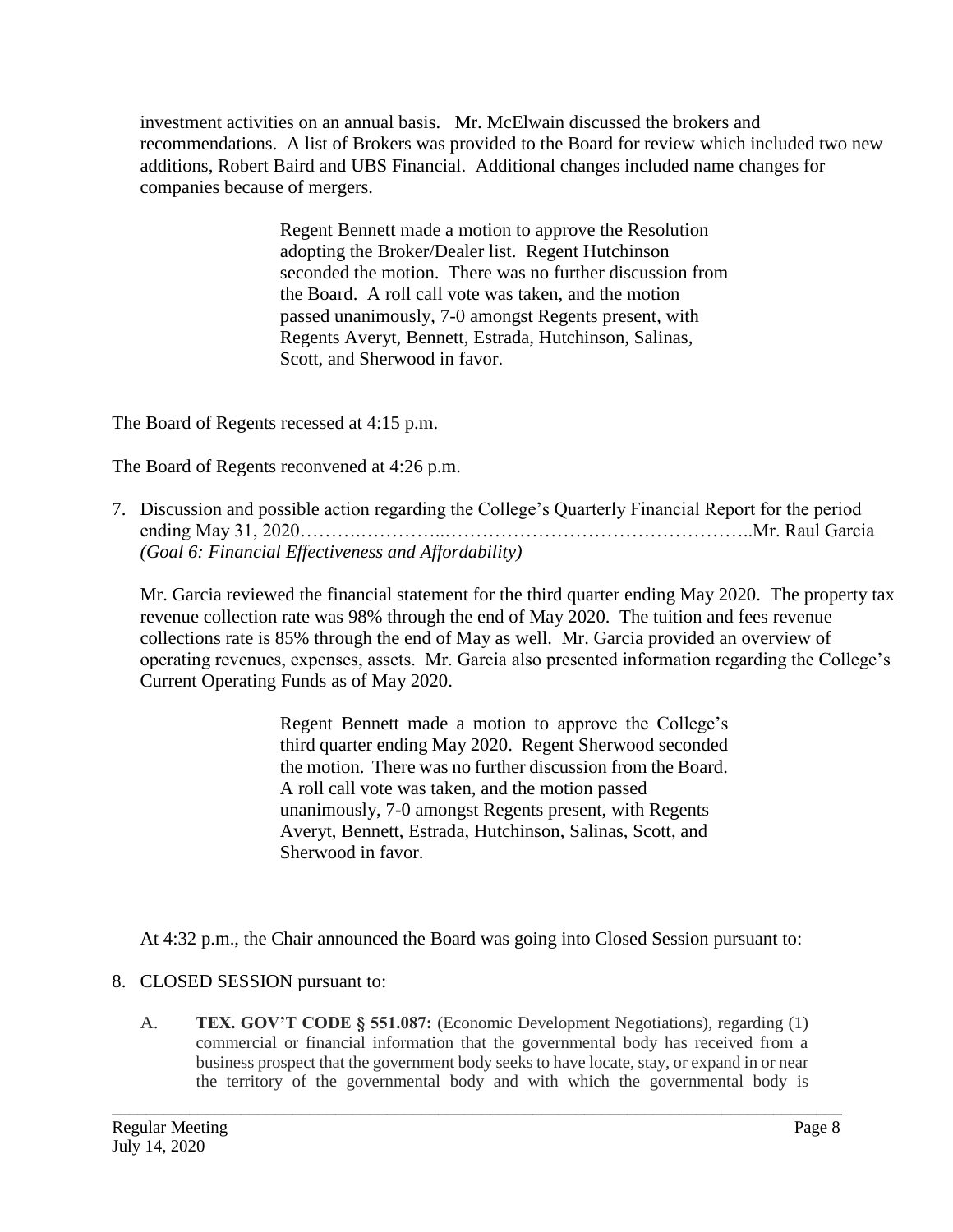investment activities on an annual basis. Mr. McElwain discussed the brokers and recommendations. A list of Brokers was provided to the Board for review which included two new additions, Robert Baird and UBS Financial. Additional changes included name changes for companies because of mergers.

> Regent Bennett made a motion to approve the Resolution adopting the Broker/Dealer list. Regent Hutchinson seconded the motion. There was no further discussion from the Board. A roll call vote was taken, and the motion passed unanimously, 7-0 amongst Regents present, with Regents Averyt, Bennett, Estrada, Hutchinson, Salinas, Scott, and Sherwood in favor.

The Board of Regents recessed at 4:15 p.m.

The Board of Regents reconvened at 4:26 p.m.

7. Discussion and possible action regarding the College's Quarterly Financial Report for the period ending May 31, 2020……….…………..…………………………………………..Mr. Raul Garcia
*(Goal 6: Financial Effectiveness and Affordability)*

   Mr. Garcia reviewed the financial statement for the third quarter ending May 2020. The property tax revenue collection rate was 98% through the end of May 2020. The tuition and fees revenue collections rate is 85% through the end of May as well. Mr. Garcia provided an overview of operating revenues, expenses, assets. Mr. Garcia also presented information regarding the College's Current Operating Funds as of May 2020.

   > Regent Bennett made a motion to approve the College's third quarter ending May 2020. Regent Sherwood seconded the motion. There was no further discussion from the Board. A roll call vote was taken, and the motion passed unanimously, 7-0 amongst Regents present, with Regents Averyt, Bennett, Estrada, Hutchinson, Salinas, Scott, and Sherwood in favor.

   At 4:32 p.m., the Chair announced the Board was going into Closed Session pursuant to:

8. CLOSED SESSION pursuant to:

   A. **TEX. GOV'T CODE § 551.087:** (Economic Development Negotiations), regarding (1) commercial or financial information that the governmental body has received from a business prospect that the government body seeks to have locate, stay, or expand in or near the territory of the governmental body and with which the governmental body is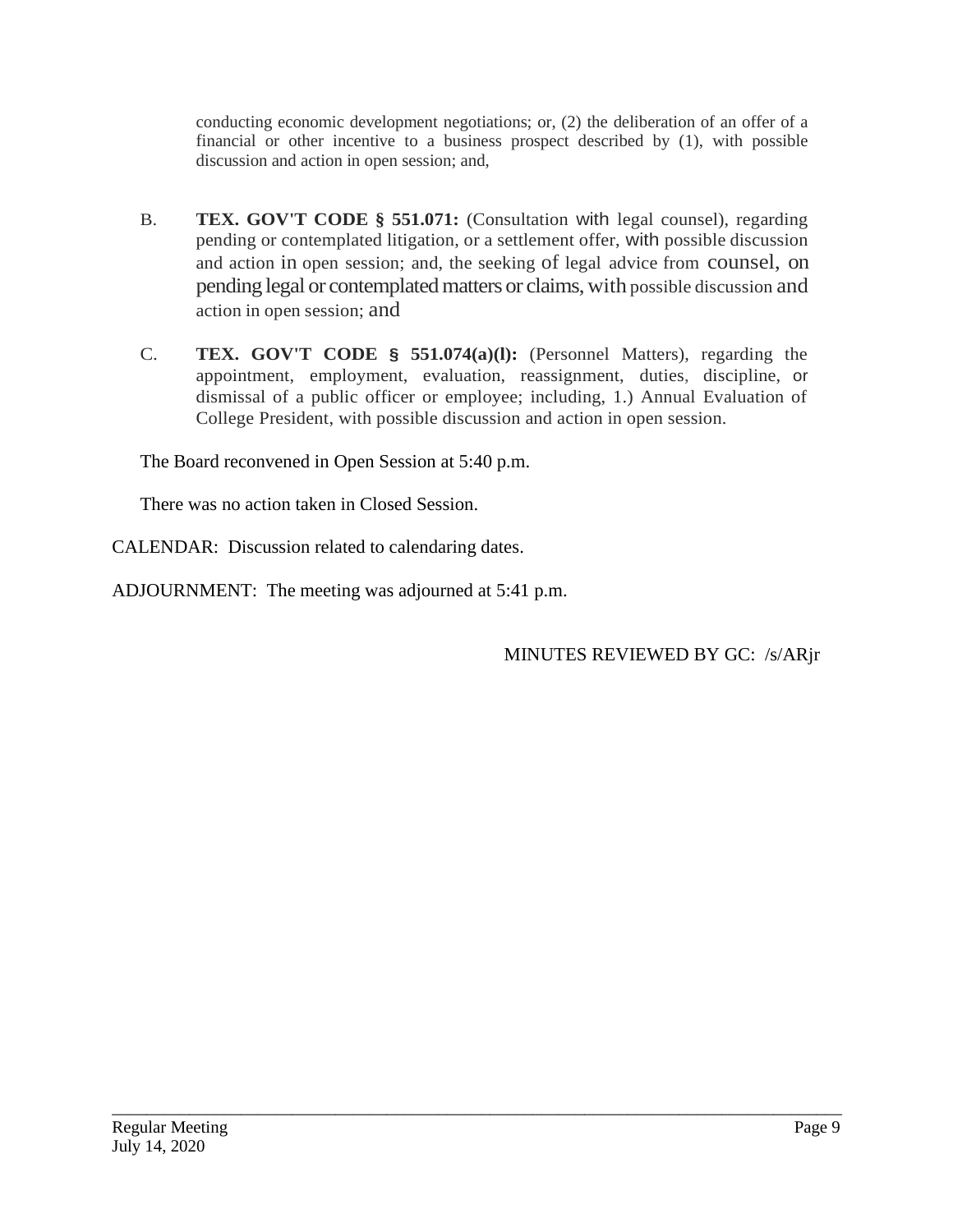conducting economic development negotiations; or, (2) the deliberation of an offer of a financial or other incentive to a business prospect described by (1), with possible discussion and action in open session; and,

B. **TEX. GOV'T CODE § 551.071:** (Consultation with legal counsel), regarding pending or contemplated litigation, or a settlement offer, with possible discussion and action in open session; and, the seeking of legal advice from counsel, on pending legal or contemplated matters or claims, with possible discussion and action in open session; and

C. **TEX. GOV'T CODE § 551.074(a)(l):** (Personnel Matters), regarding the appointment, employment, evaluation, reassignment, duties, discipline, or dismissal of a public officer or employee; including, 1.) Annual Evaluation of College President, with possible discussion and action in open session.

The Board reconvened in Open Session at 5:40 p.m.

There was no action taken in Closed Session.

CALENDAR: Discussion related to calendaring dates.

ADJOURNMENT: The meeting was adjourned at 5:41 p.m.

MINUTES REVIEWED BY GC: /s/ARjr